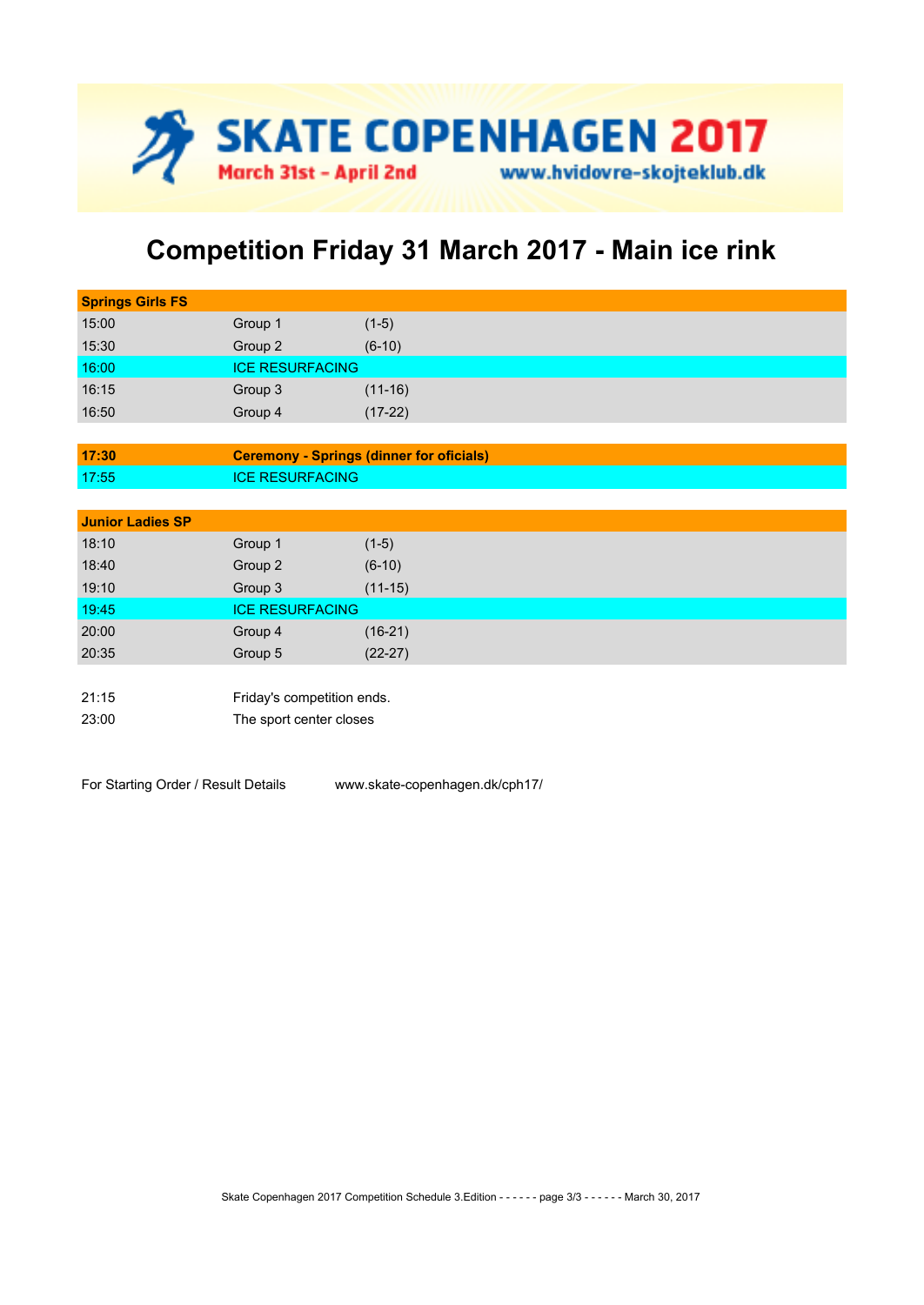# SKATE COPENHAGEN 2017

March 31st - April 2nd www.hvidovre-skojteklub.dk

## Competition Friday 31 March 2017 - Main ice rink

| **Springs Girls FS** | | |
|---|---|---|
| 15:00 | Group 1 | (1-5) |
| 15:30 | Group 2 | (6-10) |
| 16:00 | ICE RESURFACING | |
| 16:15 | Group 3 | (11-16) |
| 16:50 | Group 4 | (17-22) |

| | |
|---|---|
| **17:30** | **Ceremony - Springs (dinner for oficials)** |
| 17:55 | ICE RESURFACING |

| **Junior Ladies SP** | | |
|---|---|---|
| 18:10 | Group 1 | (1-5) |
| 18:40 | Group 2 | (6-10) |
| 19:10 | Group 3 | (11-15) |
| 19:45 | ICE RESURFACING | |
| 20:00 | Group 4 | (16-21) |
| 20:35 | Group 5 | (22-27) |

| | |
|---|---|
| 21:15 | Friday's competition ends. |
| 23:00 | The sport center closes |

For Starting Order / Result Details www.skate-copenhagen.dk/cph17/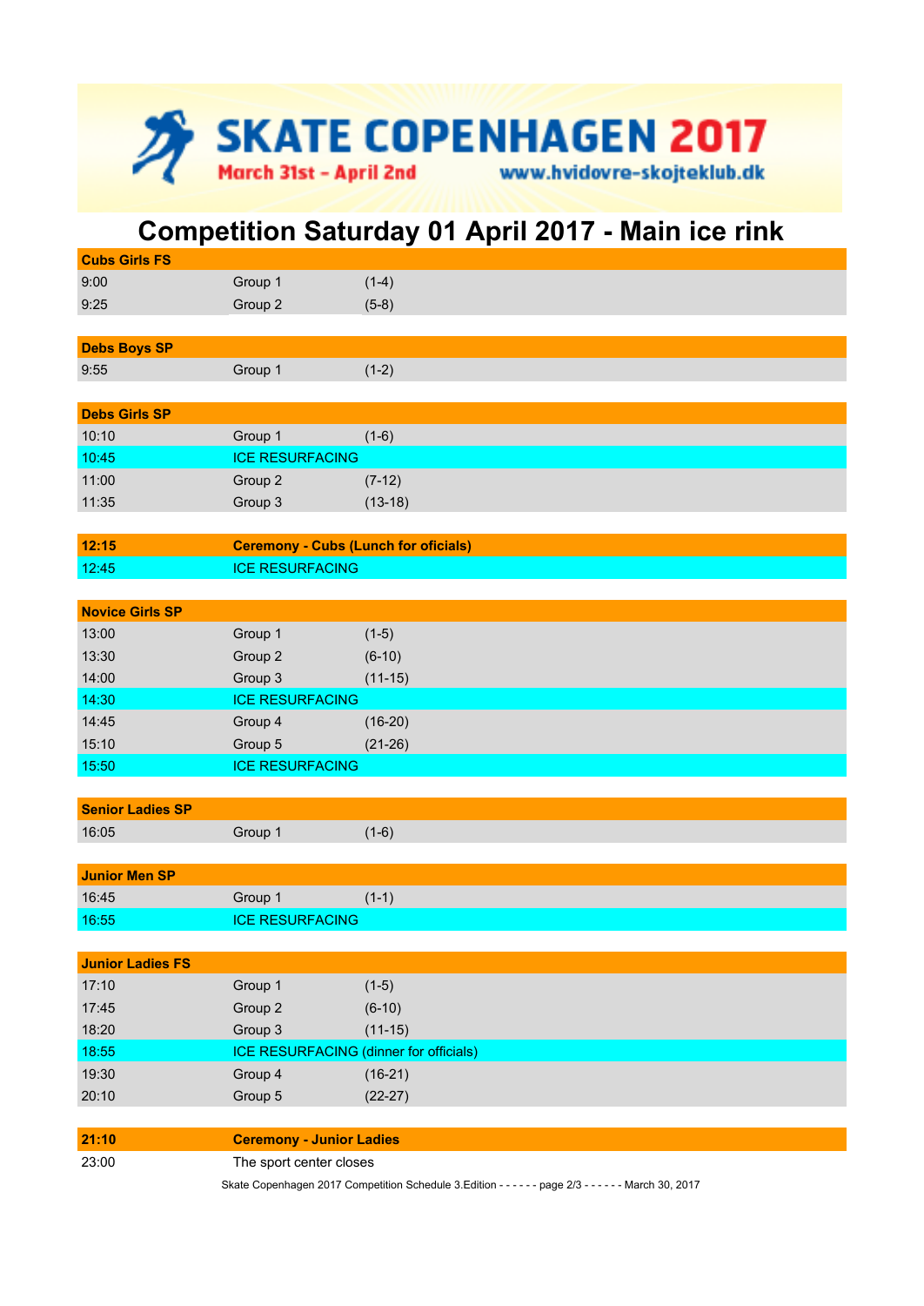**SKATE COPENHAGEN 2017**

March 31st – April 2nd www.hvidovre-skojteklub.dk

# Competition Saturday 01 April 2017 - Main ice rink

| **Cubs Girls FS** | | |
|---|---|---|
| 9:00 | Group 1 | (1-4) |
| 9:25 | Group 2 | (5-8) |

| **Debs Boys SP** | | |
|---|---|---|
| 9:55 | Group 1 | (1-2) |

| **Debs Girls SP** | | |
|---|---|---|
| 10:10 | Group 1 | (1-6) |
| 10:45 | ICE RESURFACING | |
| 11:00 | Group 2 | (7-12) |
| 11:35 | Group 3 | (13-18) |

| **12:15** | **Ceremony - Cubs (Lunch for oficials)** |
|---|---|
| 12:45 | ICE RESURFACING |

| **Novice Girls SP** | | |
|---|---|---|
| 13:00 | Group 1 | (1-5) |
| 13:30 | Group 2 | (6-10) |
| 14:00 | Group 3 | (11-15) |
| 14:30 | ICE RESURFACING | |
| 14:45 | Group 4 | (16-20) |
| 15:10 | Group 5 | (21-26) |
| 15:50 | ICE RESURFACING | |

| **Senior Ladies SP** | | |
|---|---|---|
| 16:05 | Group 1 | (1-6) |

| **Junior Men SP** | | |
|---|---|---|
| 16:45 | Group 1 | (1-1) |
| 16:55 | ICE RESURFACING | |

| **Junior Ladies FS** | | |
|---|---|---|
| 17:10 | Group 1 | (1-5) |
| 17:45 | Group 2 | (6-10) |
| 18:20 | Group 3 | (11-15) |
| 18:55 | ICE RESURFACING (dinner for officials) | |
| 19:30 | Group 4 | (16-21) |
| 20:10 | Group 5 | (22-27) |

| **21:10** | **Ceremony - Junior Ladies** |
|---|---|
| 23:00 | The sport center closes |

Skate Copenhagen 2017 Competition Schedule 3.Edition - - - - - - page 2/3 - - - - - - March 30, 2017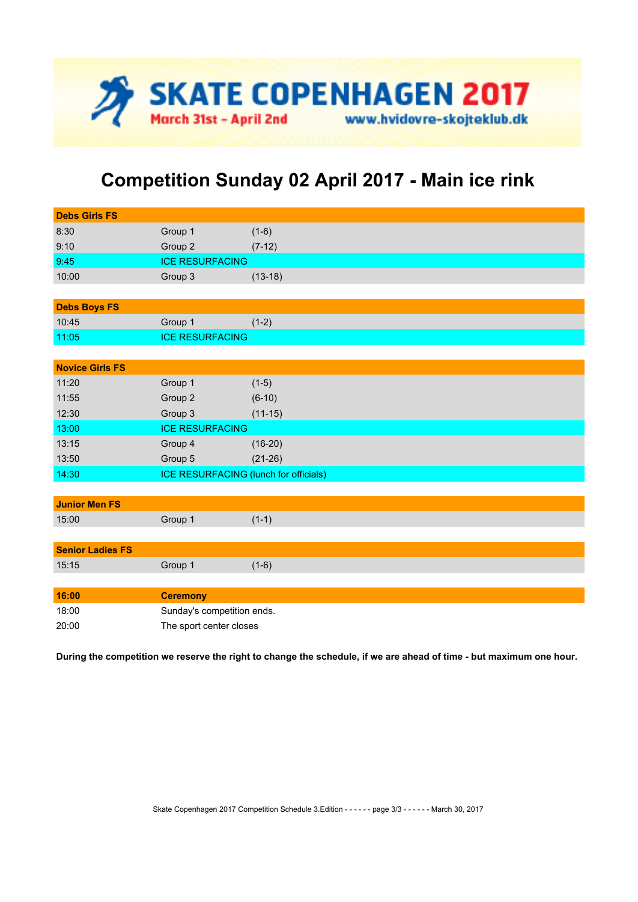SKATE COPENHAGEN 2017

March 31st - April 2nd www.hvidovre-skojteklub.dk

# Competition Sunday 02 April 2017 - Main ice rink

| | | |
|---|---|---|
| **Debs Girls FS** | | |
| 8:30 | Group 1 | (1-6) |
| 9:10 | Group 2 | (7-12) |
| 9:45 | ICE RESURFACING | |
| 10:00 | Group 3 | (13-18) |
| | | |
| **Debs Boys FS** | | |
| 10:45 | Group 1 | (1-2) |
| 11:05 | ICE RESURFACING | |
| | | |
| **Novice Girls FS** | | |
| 11:20 | Group 1 | (1-5) |
| 11:55 | Group 2 | (6-10) |
| 12:30 | Group 3 | (11-15) |
| 13:00 | ICE RESURFACING | |
| 13:15 | Group 4 | (16-20) |
| 13:50 | Group 5 | (21-26) |
| 14:30 | ICE RESURFACING (lunch for officials) | |
| | | |
| **Junior Men FS** | | |
| 15:00 | Group 1 | (1-1) |
| | | |
| **Senior Ladies FS** | | |
| 15:15 | Group 1 | (1-6) |
| | | |
| **16:00** | **Ceremony** | |
| 18:00 | Sunday's competition ends. | |
| 20:00 | The sport center closes | |

**During the competition we reserve the right to change the schedule, if we are ahead of time - but maximum one hour.**

Skate Copenhagen 2017 Competition Schedule 3.Edition - - - - - - page 3/3 - - - - - - March 30, 2017